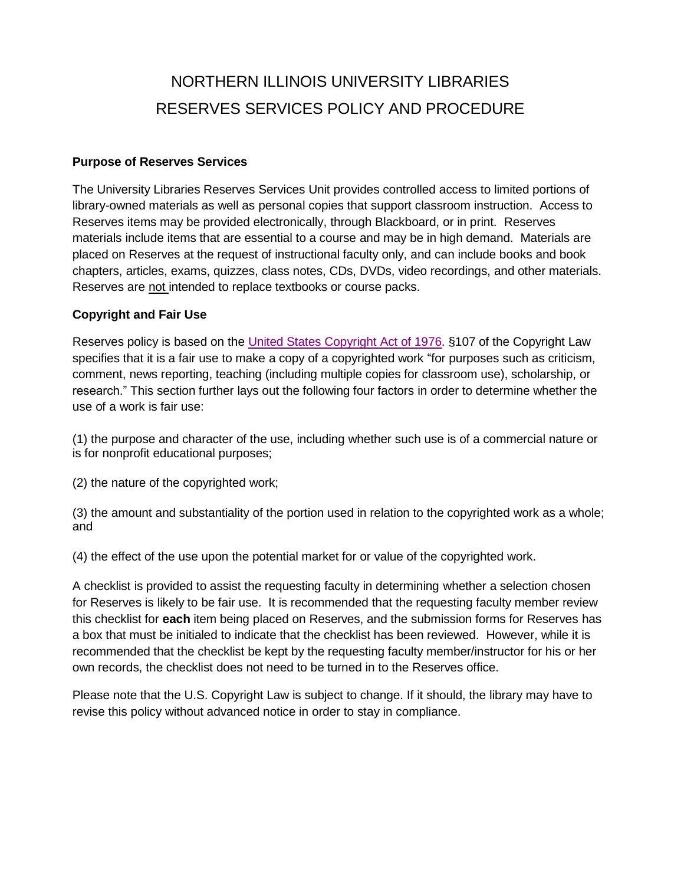# NORTHERN ILLINOIS UNIVERSITY LIBRARIES
# RESERVES SERVICES POLICY AND PROCEDURE

**Purpose of Reserves Services**

The University Libraries Reserves Services Unit provides controlled access to limited portions of library-owned materials as well as personal copies that support classroom instruction. Access to Reserves items may be provided electronically, through Blackboard, or in print. Reserves materials include items that are essential to a course and may be in high demand. Materials are placed on Reserves at the request of instructional faculty only, and can include books and book chapters, articles, exams, quizzes, class notes, CDs, DVDs, video recordings, and other materials. Reserves are not intended to replace textbooks or course packs.

**Copyright and Fair Use**

Reserves policy is based on the United States Copyright Act of 1976. §107 of the Copyright Law specifies that it is a fair use to make a copy of a copyrighted work "for purposes such as criticism, comment, news reporting, teaching (including multiple copies for classroom use), scholarship, or research." This section further lays out the following four factors in order to determine whether the use of a work is fair use:

(1) the purpose and character of the use, including whether such use is of a commercial nature or is for nonprofit educational purposes;

(2) the nature of the copyrighted work;

(3) the amount and substantiality of the portion used in relation to the copyrighted work as a whole; and

(4) the effect of the use upon the potential market for or value of the copyrighted work.

A checklist is provided to assist the requesting faculty in determining whether a selection chosen for Reserves is likely to be fair use. It is recommended that the requesting faculty member review this checklist for **each** item being placed on Reserves, and the submission forms for Reserves has a box that must be initialed to indicate that the checklist has been reviewed. However, while it is recommended that the checklist be kept by the requesting faculty member/instructor for his or her own records, the checklist does not need to be turned in to the Reserves office.

Please note that the U.S. Copyright Law is subject to change. If it should, the library may have to revise this policy without advanced notice in order to stay in compliance.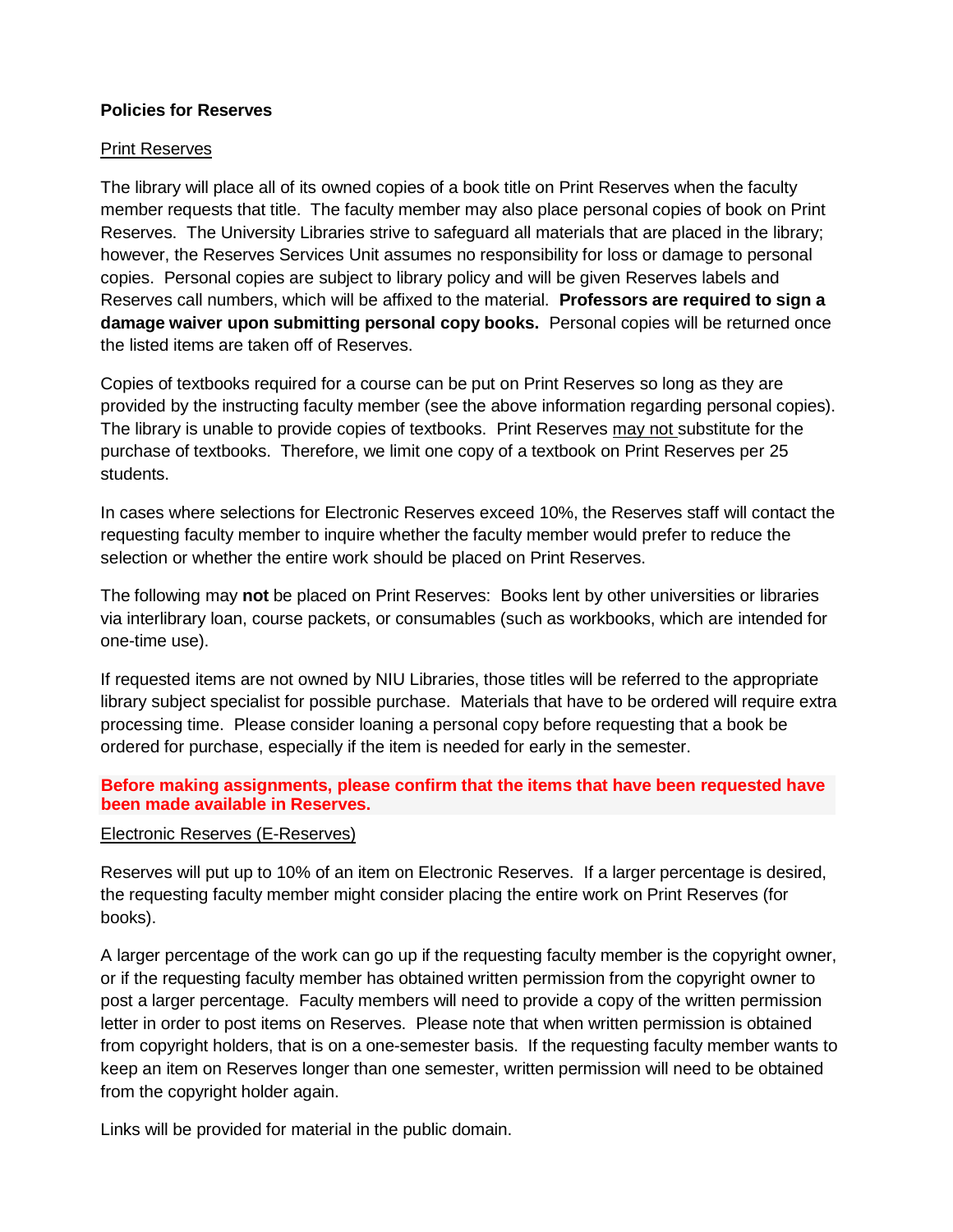**Policies for Reserves**

Print Reserves

The library will place all of its owned copies of a book title on Print Reserves when the faculty member requests that title. The faculty member may also place personal copies of book on Print Reserves. The University Libraries strive to safeguard all materials that are placed in the library; however, the Reserves Services Unit assumes no responsibility for loss or damage to personal copies. Personal copies are subject to library policy and will be given Reserves labels and Reserves call numbers, which will be affixed to the material. **Professors are required to sign a damage waiver upon submitting personal copy books.** Personal copies will be returned once the listed items are taken off of Reserves.

Copies of textbooks required for a course can be put on Print Reserves so long as they are provided by the instructing faculty member (see the above information regarding personal copies). The library is unable to provide copies of textbooks. Print Reserves may not substitute for the purchase of textbooks. Therefore, we limit one copy of a textbook on Print Reserves per 25 students.

In cases where selections for Electronic Reserves exceed 10%, the Reserves staff will contact the requesting faculty member to inquire whether the faculty member would prefer to reduce the selection or whether the entire work should be placed on Print Reserves.

The following may **not** be placed on Print Reserves: Books lent by other universities or libraries via interlibrary loan, course packets, or consumables (such as workbooks, which are intended for one-time use).

If requested items are not owned by NIU Libraries, those titles will be referred to the appropriate library subject specialist for possible purchase. Materials that have to be ordered will require extra processing time. Please consider loaning a personal copy before requesting that a book be ordered for purchase, especially if the item is needed for early in the semester.

**Before making assignments, please confirm that the items that have been requested have been made available in Reserves.**

Electronic Reserves (E-Reserves)

Reserves will put up to 10% of an item on Electronic Reserves. If a larger percentage is desired, the requesting faculty member might consider placing the entire work on Print Reserves (for books).

A larger percentage of the work can go up if the requesting faculty member is the copyright owner, or if the requesting faculty member has obtained written permission from the copyright owner to post a larger percentage. Faculty members will need to provide a copy of the written permission letter in order to post items on Reserves. Please note that when written permission is obtained from copyright holders, that is on a one-semester basis. If the requesting faculty member wants to keep an item on Reserves longer than one semester, written permission will need to be obtained from the copyright holder again.

Links will be provided for material in the public domain.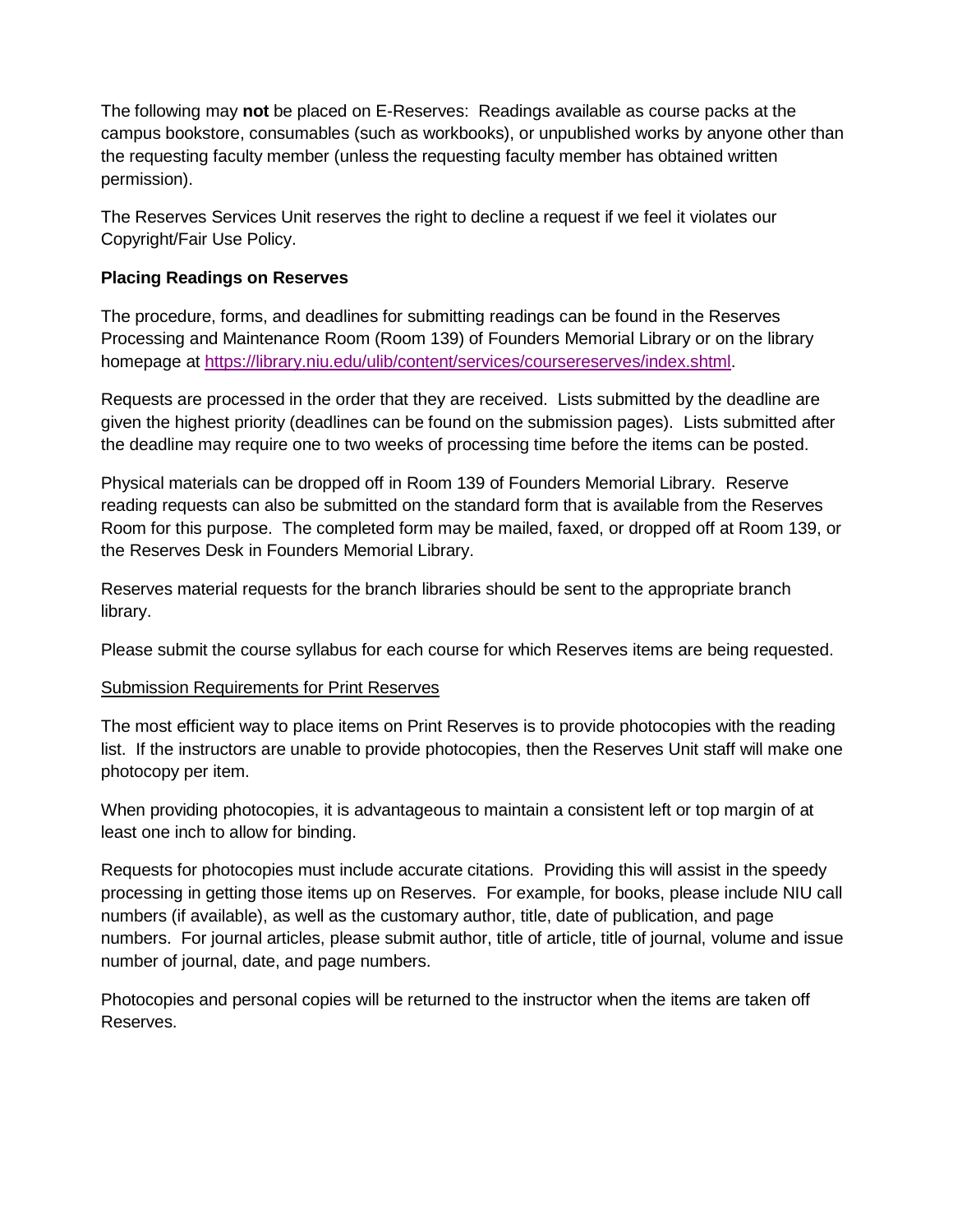The following may **not** be placed on E-Reserves: Readings available as course packs at the campus bookstore, consumables (such as workbooks), or unpublished works by anyone other than the requesting faculty member (unless the requesting faculty member has obtained written permission).

The Reserves Services Unit reserves the right to decline a request if we feel it violates our Copyright/Fair Use Policy.

**Placing Readings on Reserves**

The procedure, forms, and deadlines for submitting readings can be found in the Reserves Processing and Maintenance Room (Room 139) of Founders Memorial Library or on the library homepage at [https://library.niu.edu/ulib/content/services/coursereserves/index.shtml](https://library.niu.edu/ulib/content/services/coursereserves/index.shtml).

Requests are processed in the order that they are received. Lists submitted by the deadline are given the highest priority (deadlines can be found on the submission pages). Lists submitted after the deadline may require one to two weeks of processing time before the items can be posted.

Physical materials can be dropped off in Room 139 of Founders Memorial Library. Reserve reading requests can also be submitted on the standard form that is available from the Reserves Room for this purpose. The completed form may be mailed, faxed, or dropped off at Room 139, or the Reserves Desk in Founders Memorial Library.

Reserves material requests for the branch libraries should be sent to the appropriate branch library.

Please submit the course syllabus for each course for which Reserves items are being requested.

<u>Submission Requirements for Print Reserves</u>

The most efficient way to place items on Print Reserves is to provide photocopies with the reading list. If the instructors are unable to provide photocopies, then the Reserves Unit staff will make one photocopy per item.

When providing photocopies, it is advantageous to maintain a consistent left or top margin of at least one inch to allow for binding.

Requests for photocopies must include accurate citations. Providing this will assist in the speedy processing in getting those items up on Reserves. For example, for books, please include NIU call numbers (if available), as well as the customary author, title, date of publication, and page numbers. For journal articles, please submit author, title of article, title of journal, volume and issue number of journal, date, and page numbers.

Photocopies and personal copies will be returned to the instructor when the items are taken off Reserves.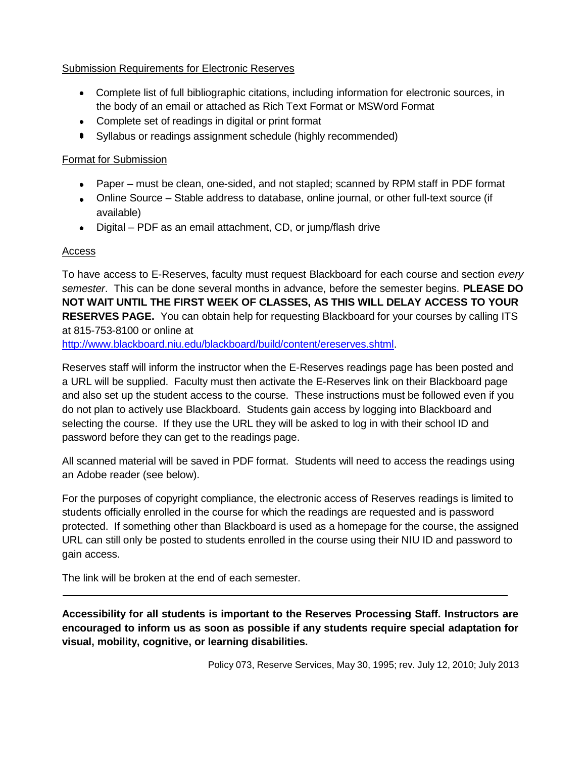Submission Requirements for Electronic Reserves

- Complete list of full bibliographic citations, including information for electronic sources, in the body of an email or attached as Rich Text Format or MSWord Format
- Complete set of readings in digital or print format
- Syllabus or readings assignment schedule (highly recommended)

Format for Submission

- Paper – must be clean, one-sided, and not stapled; scanned by RPM staff in PDF format
- Online Source – Stable address to database, online journal, or other full-text source (if available)
- Digital – PDF as an email attachment, CD, or jump/flash drive

Access

To have access to E-Reserves, faculty must request Blackboard for each course and section *every semester*. This can be done several months in advance, before the semester begins. **PLEASE DO NOT WAIT UNTIL THE FIRST WEEK OF CLASSES, AS THIS WILL DELAY ACCESS TO YOUR RESERVES PAGE.** You can obtain help for requesting Blackboard for your courses by calling ITS at 815-753-8100 or online at http://www.blackboard.niu.edu/blackboard/build/content/ereserves.shtml.

Reserves staff will inform the instructor when the E-Reserves readings page has been posted and a URL will be supplied. Faculty must then activate the E-Reserves link on their Blackboard page and also set up the student access to the course. These instructions must be followed even if you do not plan to actively use Blackboard. Students gain access by logging into Blackboard and selecting the course. If they use the URL they will be asked to log in with their school ID and password before they can get to the readings page.

All scanned material will be saved in PDF format. Students will need to access the readings using an Adobe reader (see below).

For the purposes of copyright compliance, the electronic access of Reserves readings is limited to students officially enrolled in the course for which the readings are requested and is password protected. If something other than Blackboard is used as a homepage for the course, the assigned URL can still only be posted to students enrolled in the course using their NIU ID and password to gain access.

The link will be broken at the end of each semester.

---

**Accessibility for all students is important to the Reserves Processing Staff. Instructors are encouraged to inform us as soon as possible if any students require special adaptation for visual, mobility, cognitive, or learning disabilities.**

Policy 073, Reserve Services, May 30, 1995; rev. July 12, 2010; July 2013